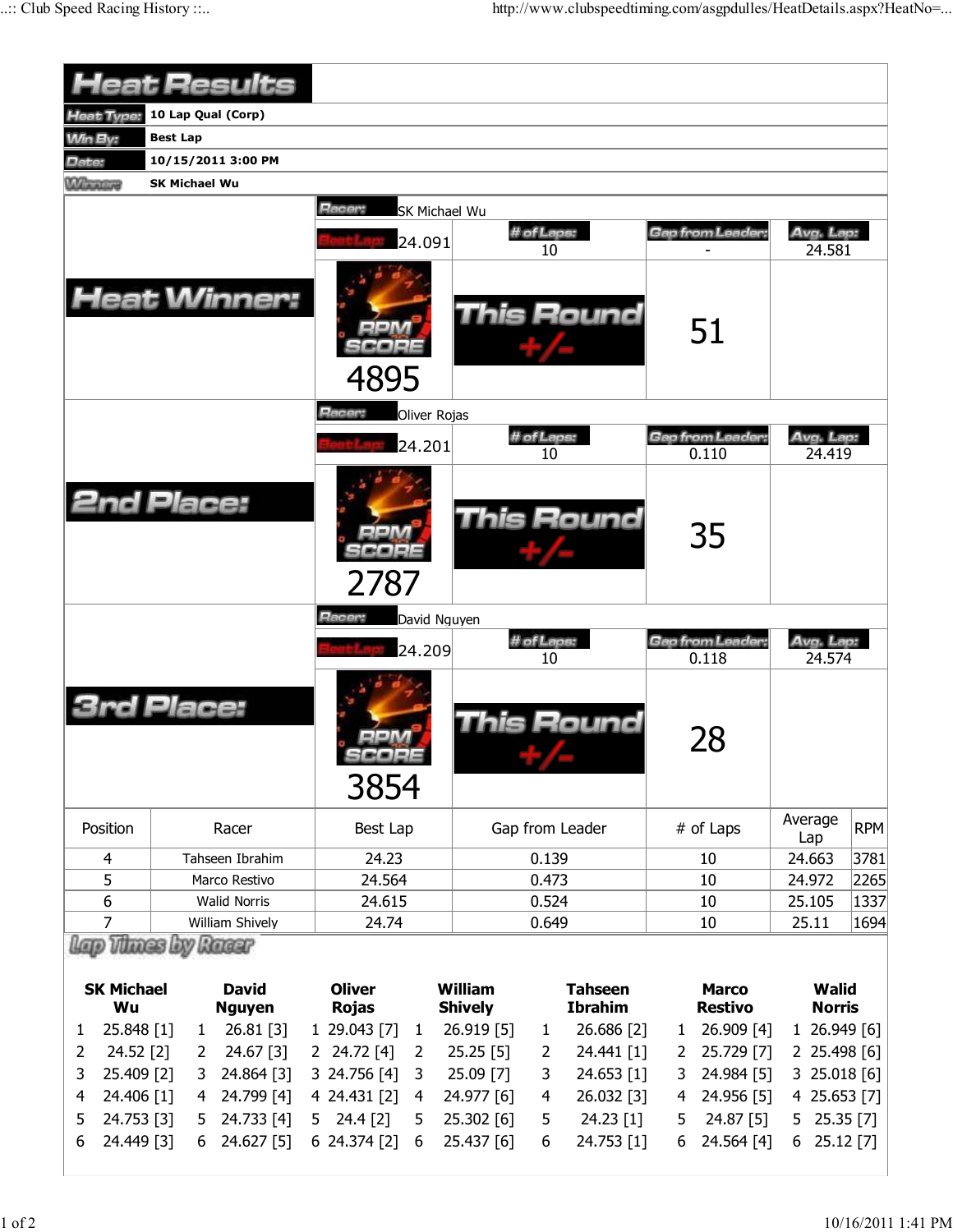# Heat Results

| | |
|---|---|
| **Heat Type:** | **10 Lap Qual (Corp)** |
| **Win By:** | **Best Lap** |
| **Date:** | **10/15/2011 3:00 PM** |
| **Winner:** | **SK Michael Wu** |

## Heat Winner:

| Racer: | SK Michael Wu | | |
|---|---|---|---|
| Best Lap: 24.091 | # of Laps: 10 | Gap from Leader: - | Avg. Lap: 24.581 |
| RPM SCORE 4895 | This Round +/- | 51 | |

## 2nd Place:

| Racer: | Oliver Rojas | | |
|---|---|---|---|
| Best Lap: 24.201 | # of Laps: 10 | Gap from Leader: 0.110 | Avg. Lap: 24.419 |
| RPM SCORE 2787 | This Round +/- | 35 | |

## 3rd Place:

| Racer: | David Nguyen | | |
|---|---|---|---|
| Best Lap: 24.209 | # of Laps: 10 | Gap from Leader: 0.118 | Avg. Lap: 24.574 |
| RPM SCORE 3854 | This Round +/- | 28 | |

| Position | Racer | Best Lap | Gap from Leader | # of Laps | Average Lap | RPM |
|---|---|---|---|---|---|---|
| 4 | Tahseen Ibrahim | 24.23 | 0.139 | 10 | 24.663 | 3781 |
| 5 | Marco Restivo | 24.564 | 0.473 | 10 | 24.972 | 2265 |
| 6 | Walid Norris | 24.615 | 0.524 | 10 | 25.105 | 1337 |
| 7 | William Shively | 24.74 | 0.649 | 10 | 25.11 | 1694 |

## Lap Times by Racer

| SK Michael Wu | David Nguyen | Oliver Rojas | William Shively | Tahseen Ibrahim | Marco Restivo | Walid Norris |
|---|---|---|---|---|---|---|
| 1 25.848 [1] | 1 26.81 [3] | 1 29.043 [7] | 1 26.919 [5] | 1 26.686 [2] | 1 26.909 [4] | 1 26.949 [6] |
| 2 24.52 [2] | 2 24.67 [3] | 2 24.72 [4] | 2 25.25 [5] | 2 24.441 [1] | 2 25.729 [7] | 2 25.498 [6] |
| 3 25.409 [2] | 3 24.864 [3] | 3 24.756 [4] | 3 25.09 [7] | 3 24.653 [1] | 3 24.984 [5] | 3 25.018 [6] |
| 4 24.406 [1] | 4 24.799 [4] | 4 24.431 [2] | 4 24.977 [6] | 4 26.032 [3] | 4 24.956 [5] | 4 25.653 [7] |
| 5 24.753 [3] | 5 24.733 [4] | 5 24.4 [2] | 5 25.302 [6] | 5 24.23 [1] | 5 24.87 [5] | 5 25.35 [7] |
| 6 24.449 [3] | 6 24.627 [5] | 6 24.374 [2] | 6 25.437 [6] | 6 24.753 [1] | 6 24.564 [4] | 6 25.12 [7] |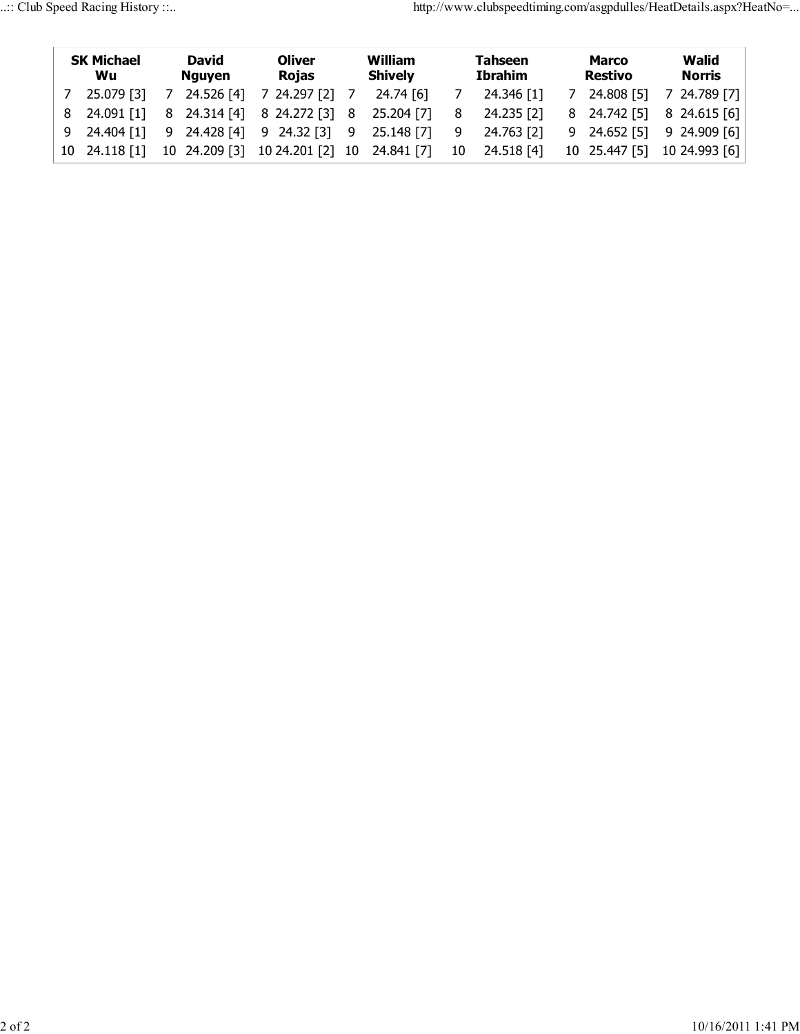| SK Michael Wu | | David Nguyen | | Oliver Rojas | | William Shively | | Tahseen Ibrahim | | Marco Restivo | | Walid Norris | |
|---|---|---|---|---|---|---|---|---|---|---|---|---|---|
| 7 | 25.079 [3] | 7 | 24.526 [4] | 7 | 24.297 [2] | 7 | 24.74 [6] | 7 | 24.346 [1] | 7 | 24.808 [5] | 7 | 24.789 [7] |
| 8 | 24.091 [1] | 8 | 24.314 [4] | 8 | 24.272 [3] | 8 | 25.204 [7] | 8 | 24.235 [2] | 8 | 24.742 [5] | 8 | 24.615 [6] |
| 9 | 24.404 [1] | 9 | 24.428 [4] | 9 | 24.32 [3] | 9 | 25.148 [7] | 9 | 24.763 [2] | 9 | 24.652 [5] | 9 | 24.909 [6] |
| 10 | 24.118 [1] | 10 | 24.209 [3] | 10 | 24.201 [2] | 10 | 24.841 [7] | 10 | 24.518 [4] | 10 | 25.447 [5] | 10 | 24.993 [6] |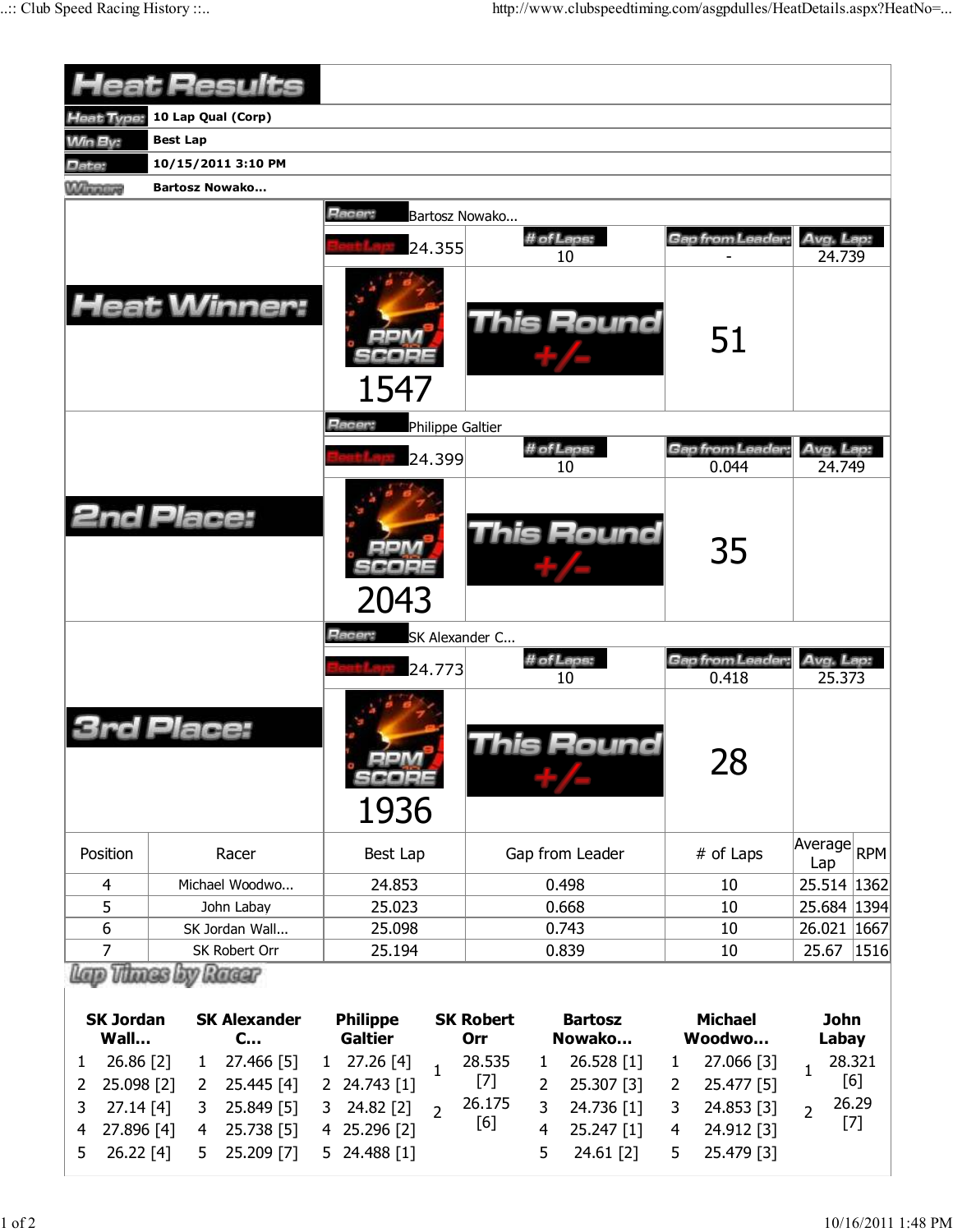# Heat Results

| | |
|---|---|
| **Heat Type:** | 10 Lap Qual (Corp) |
| **Win By:** | Best Lap |
| **Date:** | 10/15/2011 3:10 PM |
| **Winner:** | Bartosz Nowako... |

## Heat Winner:

**Racer:** Bartosz Nowako...

| Best Lap | # of Laps | Gap from Leader | Avg. Lap |
|---|---|---|---|
| 24.355 | 10 | - | 24.739 |

RPM SCORE: 1547

This Round +/-: 51

## 2nd Place:

**Racer:** Philippe Galtier

| Best Lap | # of Laps | Gap from Leader | Avg. Lap |
|---|---|---|---|
| 24.399 | 10 | 0.044 | 24.749 |

RPM SCORE: 2043

This Round +/-: 35

## 3rd Place:

**Racer:** SK Alexander C...

| Best Lap | # of Laps | Gap from Leader | Avg. Lap |
|---|---|---|---|
| 24.773 | 10 | 0.418 | 25.373 |

RPM SCORE: 1936

This Round +/-: 28

| Position | Racer | Best Lap | Gap from Leader | # of Laps | Average Lap | RPM |
|---|---|---|---|---|---|---|
| 4 | Michael Woodwo... | 24.853 | 0.498 | 10 | 25.514 | 1362 |
| 5 | John Labay | 25.023 | 0.668 | 10 | 25.684 | 1394 |
| 6 | SK Jordan Wall... | 25.098 | 0.743 | 10 | 26.021 | 1667 |
| 7 | SK Robert Orr | 25.194 | 0.839 | 10 | 25.67 | 1516 |

## Lap Times by Racer

| SK Jordan Wall... | SK Alexander C... | Philippe Galtier | SK Robert Orr | Bartosz Nowako... | Michael Woodwo... | John Labay |
|---|---|---|---|---|---|---|
| 1 26.86 [2] | 1 27.466 [5] | 1 27.26 [4] | 1 28.535 [7] | 1 26.528 [1] | 1 27.066 [3] | 1 28.321 [6] |
| 2 25.098 [2] | 2 25.445 [4] | 2 24.743 [1] | 2 26.175 [6] | 2 25.307 [3] | 2 25.477 [5] | 2 26.29 [7] |
| 3 27.14 [4] | 3 25.849 [5] | 3 24.82 [2] | | 3 24.736 [1] | 3 24.853 [3] | |
| 4 27.896 [4] | 4 25.738 [5] | 4 25.296 [2] | | 4 25.247 [1] | 4 24.912 [3] | |
| 5 26.22 [4] | 5 25.209 [7] | 5 24.488 [1] | | 5 24.61 [2] | 5 25.479 [3] | |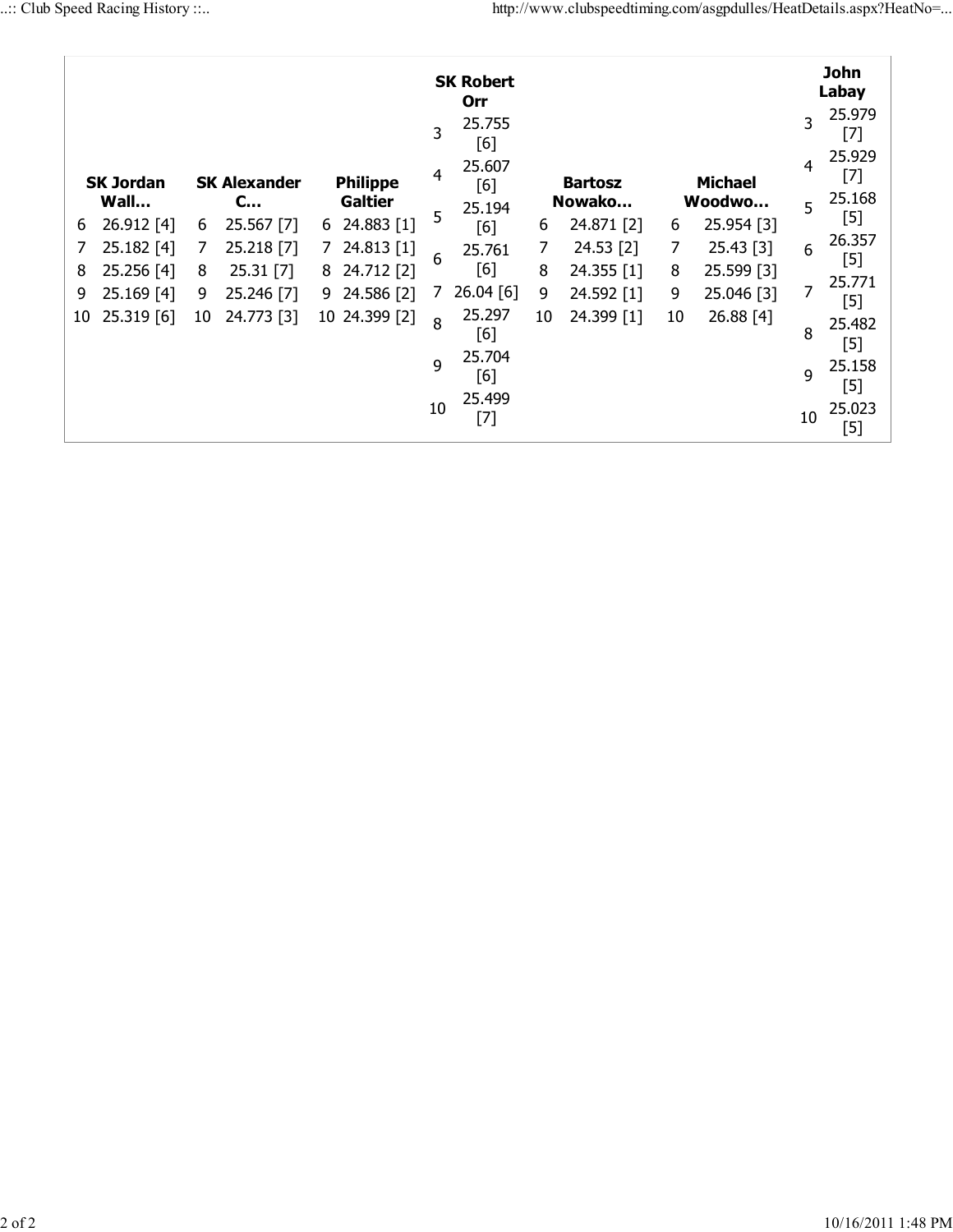| SK Jordan Wall... | | SK Alexander C... | | Philippe Galtier | | SK Robert Orr | | Bartosz Nowako... | | Michael Woodwo... | | John Labay | |
|---|---|---|---|---|---|---|---|---|---|---|---|---|---|
| | | | | | | 3 | 25.755 [6] | | | | | 3 | 25.979 [7] |
| | | | | | | 4 | 25.607 [6] | | | | | 4 | 25.929 [7] |
| | | | | | | 5 | 25.194 [6] | | | | | 5 | 25.168 [5] |
| 6 | 26.912 [4] | 6 | 25.567 [7] | 6 | 24.883 [1] | 6 | 25.761 [6] | 6 | 24.871 [2] | 6 | 25.954 [3] | 6 | 26.357 [5] |
| 7 | 25.182 [4] | 7 | 25.218 [7] | 7 | 24.813 [1] | 7 | 26.04 [6] | 7 | 24.53 [2] | 7 | 25.43 [3] | 7 | 25.771 [5] |
| 8 | 25.256 [4] | 8 | 25.31 [7] | 8 | 24.712 [2] | 8 | 25.297 [6] | 8 | 24.355 [1] | 8 | 25.599 [3] | 8 | 25.482 [5] |
| 9 | 25.169 [4] | 9 | 25.246 [7] | 9 | 24.586 [2] | 9 | 25.704 [6] | 9 | 24.592 [1] | 9 | 25.046 [3] | 9 | 25.158 [5] |
| 10 | 25.319 [6] | 10 | 24.773 [3] | 10 | 24.399 [2] | 10 | 25.499 [7] | 10 | 24.399 [1] | 10 | 26.88 [4] | 10 | 25.023 [5] |